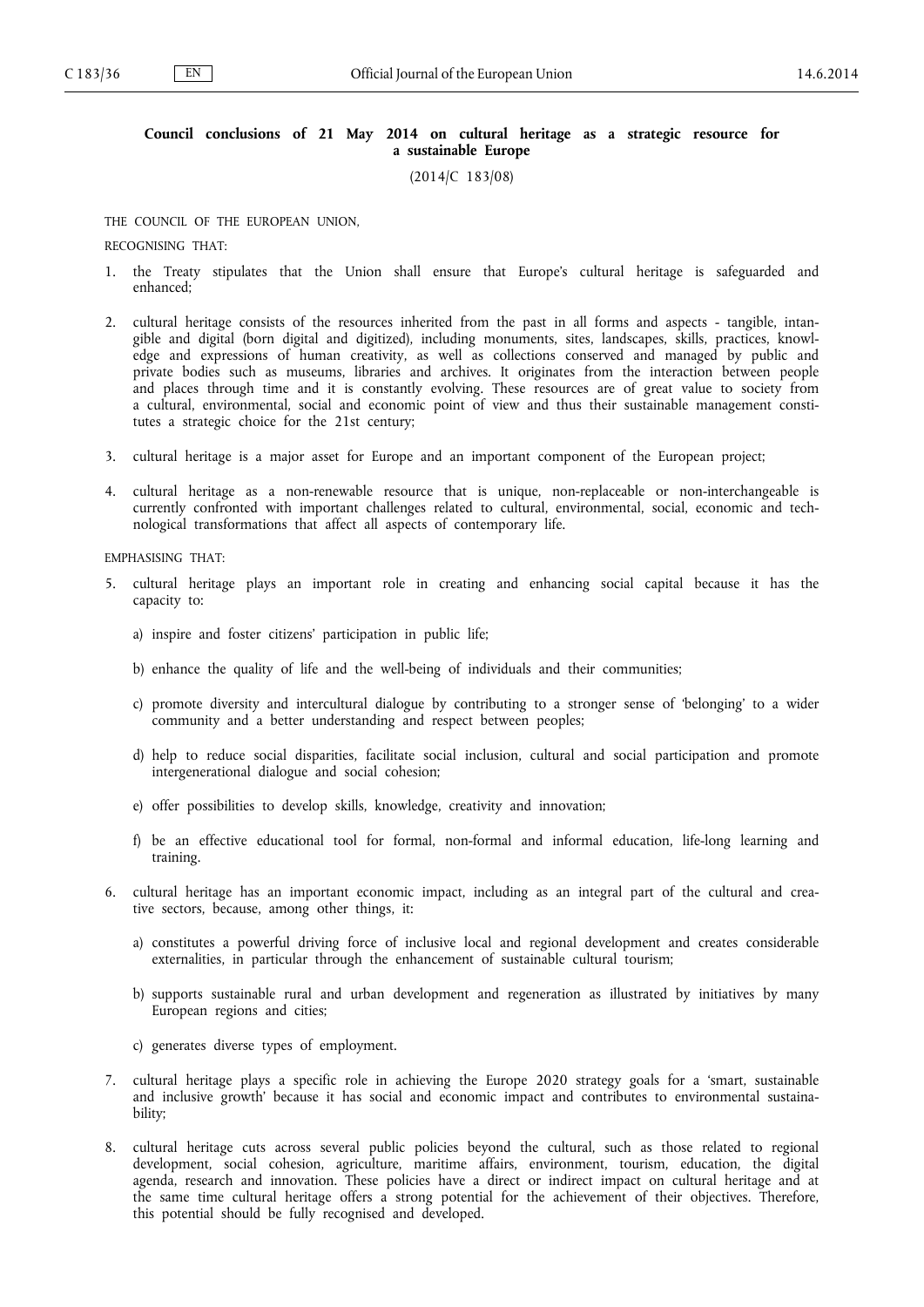**Council conclusions of 21 May 2014 on cultural heritage as a strategic resource for a sustainable Europe**

(2014/C 183/08)

THE COUNCIL OF THE EUROPEAN UNION,

RECOGNISING THAT:

1. the Treaty stipulates that the Union shall ensure that Europe's cultural heritage is safeguarded and enhanced;

2. cultural heritage consists of the resources inherited from the past in all forms and aspects - tangible, intangible and digital (born digital and digitized), including monuments, sites, landscapes, skills, practices, knowledge and expressions of human creativity, as well as collections conserved and managed by public and private bodies such as museums, libraries and archives. It originates from the interaction between people and places through time and it is constantly evolving. These resources are of great value to society from a cultural, environmental, social and economic point of view and thus their sustainable management constitutes a strategic choice for the 21st century;

3. cultural heritage is a major asset for Europe and an important component of the European project;

4. cultural heritage as a non-renewable resource that is unique, non-replaceable or non-interchangeable is currently confronted with important challenges related to cultural, environmental, social, economic and technological transformations that affect all aspects of contemporary life.

EMPHASISING THAT:

5. cultural heritage plays an important role in creating and enhancing social capital because it has the capacity to:

   a) inspire and foster citizens' participation in public life;

   b) enhance the quality of life and the well-being of individuals and their communities;

   c) promote diversity and intercultural dialogue by contributing to a stronger sense of 'belonging' to a wider community and a better understanding and respect between peoples;

   d) help to reduce social disparities, facilitate social inclusion, cultural and social participation and promote intergenerational dialogue and social cohesion;

   e) offer possibilities to develop skills, knowledge, creativity and innovation;

   f) be an effective educational tool for formal, non-formal and informal education, life-long learning and training.

6. cultural heritage has an important economic impact, including as an integral part of the cultural and creative sectors, because, among other things, it:

   a) constitutes a powerful driving force of inclusive local and regional development and creates considerable externalities, in particular through the enhancement of sustainable cultural tourism;

   b) supports sustainable rural and urban development and regeneration as illustrated by initiatives by many European regions and cities;

   c) generates diverse types of employment.

7. cultural heritage plays a specific role in achieving the Europe 2020 strategy goals for a 'smart, sustainable and inclusive growth' because it has social and economic impact and contributes to environmental sustainability;

8. cultural heritage cuts across several public policies beyond the cultural, such as those related to regional development, social cohesion, agriculture, maritime affairs, environment, tourism, education, the digital agenda, research and innovation. These policies have a direct or indirect impact on cultural heritage and at the same time cultural heritage offers a strong potential for the achievement of their objectives. Therefore, this potential should be fully recognised and developed.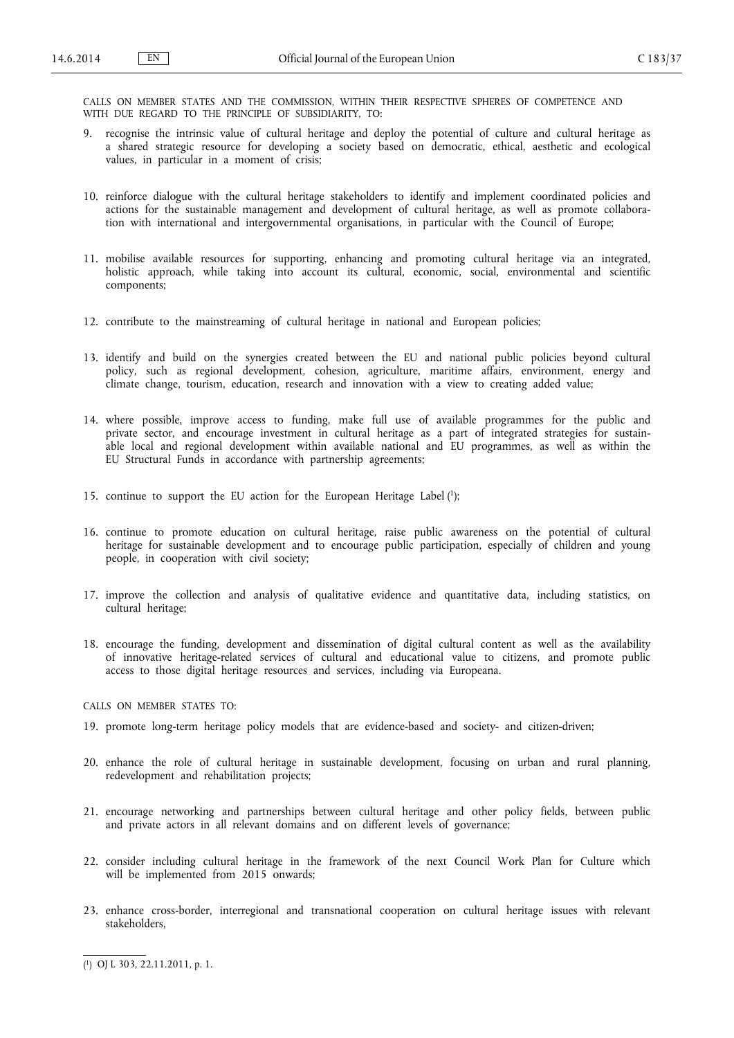CALLS ON MEMBER STATES AND THE COMMISSION, WITHIN THEIR RESPECTIVE SPHERES OF COMPETENCE AND WITH DUE REGARD TO THE PRINCIPLE OF SUBSIDIARITY, TO:

9. recognise the intrinsic value of cultural heritage and deploy the potential of culture and cultural heritage as a shared strategic resource for developing a society based on democratic, ethical, aesthetic and ecological values, in particular in a moment of crisis;

10. reinforce dialogue with the cultural heritage stakeholders to identify and implement coordinated policies and actions for the sustainable management and development of cultural heritage, as well as promote collaboration with international and intergovernmental organisations, in particular with the Council of Europe;

11. mobilise available resources for supporting, enhancing and promoting cultural heritage via an integrated, holistic approach, while taking into account its cultural, economic, social, environmental and scientific components;

12. contribute to the mainstreaming of cultural heritage in national and European policies;

13. identify and build on the synergies created between the EU and national public policies beyond cultural policy, such as regional development, cohesion, agriculture, maritime affairs, environment, energy and climate change, tourism, education, research and innovation with a view to creating added value;

14. where possible, improve access to funding, make full use of available programmes for the public and private sector, and encourage investment in cultural heritage as a part of integrated strategies for sustainable local and regional development within available national and EU programmes, as well as within the EU Structural Funds in accordance with partnership agreements;

15. continue to support the EU action for the European Heritage Label [1];

16. continue to promote education on cultural heritage, raise public awareness on the potential of cultural heritage for sustainable development and to encourage public participation, especially of children and young people, in cooperation with civil society;

17. improve the collection and analysis of qualitative evidence and quantitative data, including statistics, on cultural heritage;

18. encourage the funding, development and dissemination of digital cultural content as well as the availability of innovative heritage-related services of cultural and educational value to citizens, and promote public access to those digital heritage resources and services, including via Europeana.

CALLS ON MEMBER STATES TO:

19. promote long-term heritage policy models that are evidence-based and society- and citizen-driven;

20. enhance the role of cultural heritage in sustainable development, focusing on urban and rural planning, redevelopment and rehabilitation projects;

21. encourage networking and partnerships between cultural heritage and other policy fields, between public and private actors in all relevant domains and on different levels of governance;

22. consider including cultural heritage in the framework of the next Council Work Plan for Culture which will be implemented from 2015 onwards;

23. enhance cross-border, interregional and transnational cooperation on cultural heritage issues with relevant stakeholders,

---

[1] OJ L 303, 22.11.2011, p. 1.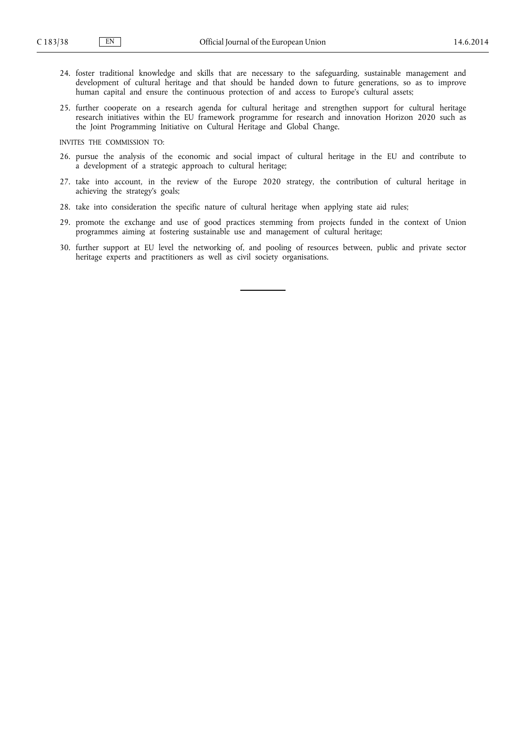24. foster traditional knowledge and skills that are necessary to the safeguarding, sustainable management and development of cultural heritage and that should be handed down to future generations, so as to improve human capital and ensure the continuous protection of and access to Europe's cultural assets;

25. further cooperate on a research agenda for cultural heritage and strengthen support for cultural heritage research initiatives within the EU framework programme for research and innovation Horizon 2020 such as the Joint Programming Initiative on Cultural Heritage and Global Change.

INVITES THE COMMISSION TO:

26. pursue the analysis of the economic and social impact of cultural heritage in the EU and contribute to a development of a strategic approach to cultural heritage;

27. take into account, in the review of the Europe 2020 strategy, the contribution of cultural heritage in achieving the strategy's goals;

28. take into consideration the specific nature of cultural heritage when applying state aid rules;

29. promote the exchange and use of good practices stemming from projects funded in the context of Union programmes aiming at fostering sustainable use and management of cultural heritage;

30. further support at EU level the networking of, and pooling of resources between, public and private sector heritage experts and practitioners as well as civil society organisations.